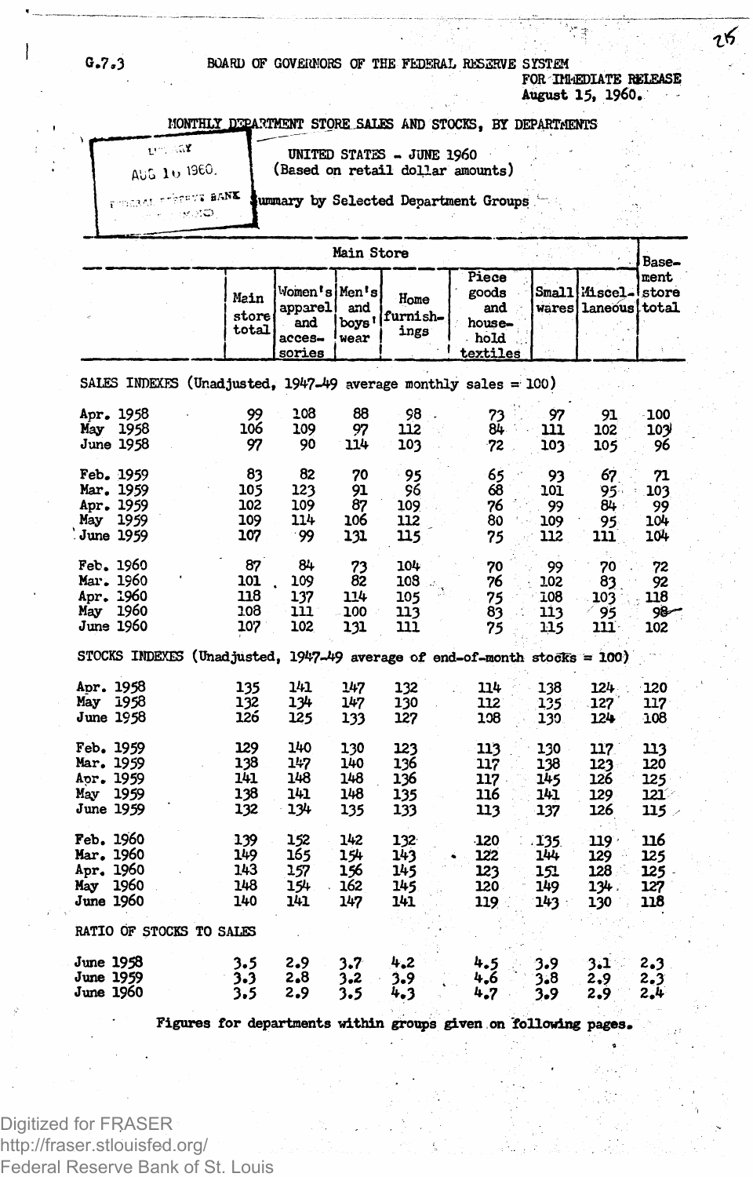G.7.3

BOARD OF GOVERNORS OF THE FEDERAL RESERVE SYSTEM

FOR IMMEDIATE RELEASE
August 15, 1960.

# MONTHLY DEPARTMENT STORE SALES AND STOCKS, BY DEPARTMENTS

UNITED STATES - JUNE 1960
(Based on retail dollar amounts)

Summary by Selected Department Groups

| | Main Store | | | | | | | Basement store total |
|---|---|---|---|---|---|---|---|---|
| | Main store total | Women's apparel and accessories | Men's and boys' wear | Home furnishings | Piece goods and household textiles | Small wares | Miscellaneous | |
| **SALES INDEXES (Unadjusted, 1947-49 average monthly sales = 100)** | | | | | | | | |
| Apr. 1958 | 99 | 108 | 88 | 98 | 73 | 97 | 91 | 100 |
| May 1958 | 106 | 109 | 97 | 112 | 84 | 111 | 102 | 103 |
| June 1958 | 97 | 90 | 114 | 103 | 72 | 103 | 105 | 96 |
| Feb. 1959 | 83 | 82 | 70 | 95 | 65 | 93 | 67 | 71 |
| Mar. 1959 | 105 | 123 | 91 | 96 | 68 | 101 | 95 | 103 |
| Apr. 1959 | 102 | 109 | 87 | 109 | 76 | 99 | 84 | 99 |
| May 1959 | 109 | 114 | 106 | 112 | 80 | 109 | 95 | 104 |
| June 1959 | 107 | 99 | 131 | 115 | 75 | 112 | 111 | 104 |
| Feb. 1960 | 87 | 84 | 73 | 104 | 70 | 99 | 70 | 72 |
| Mar. 1960 | 101 | 109 | 82 | 108 | 76 | 102 | 83 | 92 |
| Apr. 1960 | 118 | 137 | 114 | 105 | 75 | 108 | 103 | 118 |
| May 1960 | 108 | 111 | 100 | 113 | 83 | 113 | 95 | 98 |
| June 1960 | 107 | 102 | 131 | 111 | 75 | 115 | 111 | 102 |
| **STOCKS INDEXES (Unadjusted, 1947-49 average of end-of-month stocks = 100)** | | | | | | | | |
| Apr. 1958 | 135 | 141 | 147 | 132 | 114 | 138 | 124 | 120 |
| May 1958 | 132 | 134 | 147 | 130 | 112 | 135 | 127 | 117 |
| June 1958 | 126 | 125 | 133 | 127 | 108 | 130 | 124 | 108 |
| Feb. 1959 | 129 | 140 | 130 | 123 | 113 | 130 | 117 | 113 |
| Mar. 1959 | 138 | 147 | 140 | 136 | 117 | 138 | 123 | 120 |
| Apr. 1959 | 141 | 148 | 148 | 136 | 117 | 145 | 126 | 125 |
| May 1959 | 138 | 141 | 148 | 135 | 116 | 141 | 129 | 121 |
| June 1959 | 132 | 134 | 135 | 133 | 113 | 137 | 126 | 115 |
| Feb. 1960 | 139 | 152 | 142 | 132 | 120 | 135 | 119 | 116 |
| Mar. 1960 | 149 | 165 | 154 | 143 | 122 | 144 | 129 | 125 |
| Apr. 1960 | 143 | 157 | 156 | 145 | 123 | 151 | 128 | 125 |
| May 1960 | 148 | 154 | 162 | 145 | 120 | 149 | 134 | 127 |
| June 1960 | 140 | 141 | 147 | 141 | 119 | 143 | 130 | 118 |
| **RATIO OF STOCKS TO SALES** | | | | | | | | |
| June 1958 | 3.5 | 2.9 | 3.7 | 4.2 | 4.5 | 3.9 | 3.1 | 2.3 |
| June 1959 | 3.3 | 2.8 | 3.2 | 3.9 | 4.6 | 3.8 | 2.9 | 2.3 |
| June 1960 | 3.5 | 2.9 | 3.5 | 4.3 | 4.7 | 3.9 | 2.9 | 2.4 |

**Figures for departments within groups given on following pages.**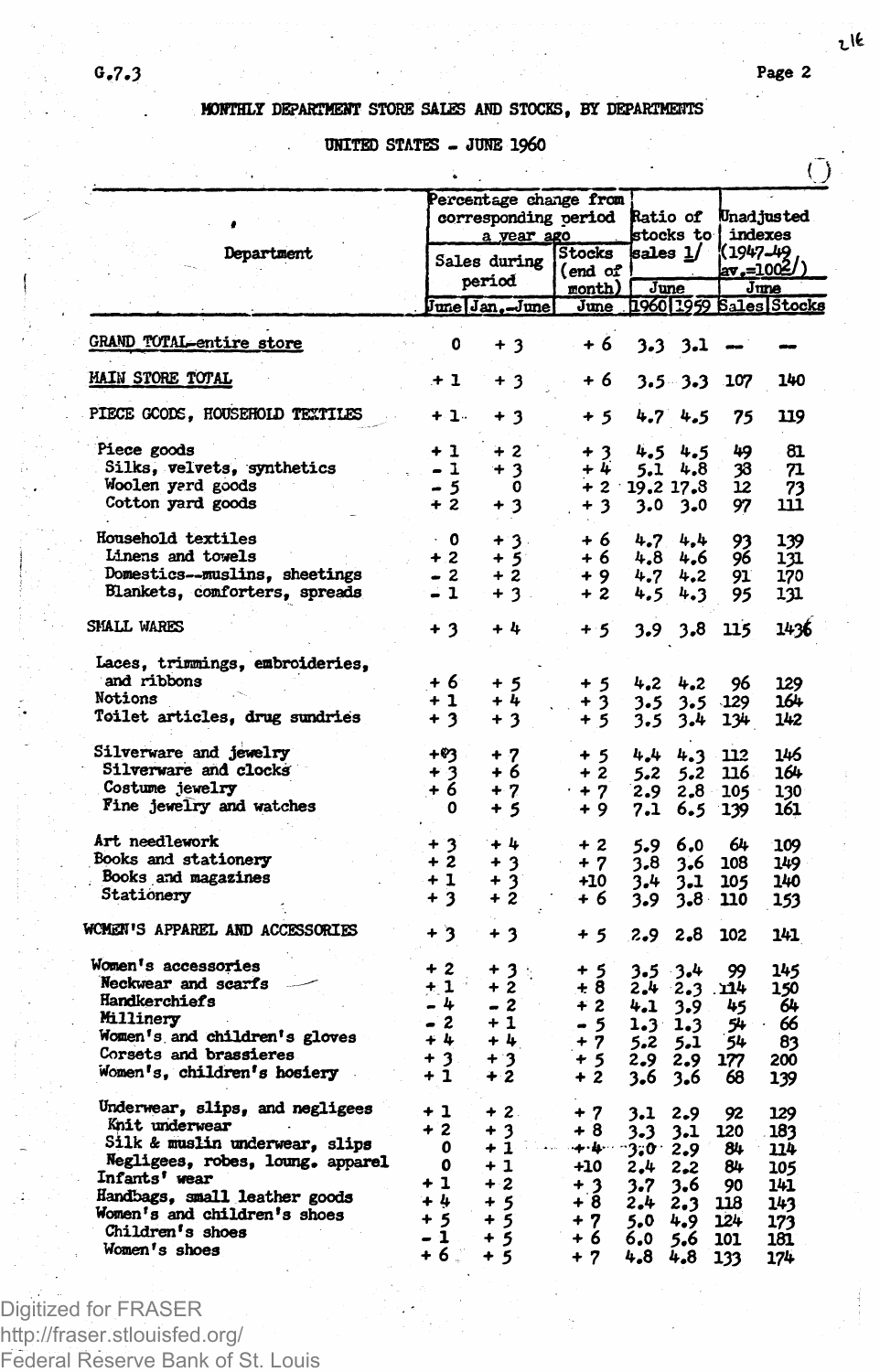# MONTHLY DEPARTMENT STORE SALES AND STOCKS, BY DEPARTMENTS

## UNITED STATES - JUNE 1960

| Department | Percentage change from corresponding period a year ago | | | Ratio of stocks to sales 1/ | | Unadjusted indexes (1947-49 av.=100 2/) | |
|---|---|---|---|---|---|---|---|
| | Sales during period | | Stocks (end of month) | June | | June | |
| | June | Jan.-June | June | 1960 | 1959 | Sales | Stocks |
| GRAND TOTAL-entire store | 0 | + 3 | + 6 | 3.3 | 3.1 | -- | -- |
| MAIN STORE TOTAL | + 1 | + 3 | + 6 | 3.5 | 3.3 | 107 | 140 |
| PIECE GOODS, HOUSEHOLD TEXTILES | + 1 | + 3 | + 5 | 4.7 | 4.5 | 75 | 119 |
| Piece goods | + 1 | + 2 | + 3 | 4.5 | 4.5 | 49 | 81 |
| Silks, velvets, synthetics | - 1 | + 3 | + 4 | 5.1 | 4.8 | 38 | 71 |
| Woolen yard goods | - 5 | 0 | + 2 | 19.2 | 17.8 | 12 | 73 |
| Cotton yard goods | + 2 | + 3 | + 3 | 3.0 | 3.0 | 97 | 111 |
| Household textiles | 0 | + 3 | + 6 | 4.7 | 4.4 | 93 | 139 |
| Linens and towels | + 2 | + 5 | + 6 | 4.8 | 4.6 | 96 | 131 |
| Domestics--muslins, sheetings | - 2 | + 2 | + 9 | 4.7 | 4.2 | 91 | 170 |
| Blankets, comforters, spreads | - 1 | + 3 | + 2 | 4.5 | 4.3 | 95 | 131 |
| SMALL WARES | + 3 | + 4 | + 5 | 3.9 | 3.8 | 115 | 143 |
| Laces, trimmings, embroideries, and ribbons | + 6 | + 5 | + 5 | 4.2 | 4.2 | 96 | 129 |
| Notions | + 1 | + 4 | + 3 | 3.5 | 3.5 | 129 | 164 |
| Toilet articles, drug sundries | + 3 | + 3 | + 5 | 3.5 | 3.4 | 134 | 142 |
| Silverware and jewelry | + 3 | + 7 | + 5 | 4.4 | 4.3 | 112 | 146 |
| Silverware and clocks | + 3 | + 6 | + 2 | 5.2 | 5.2 | 116 | 164 |
| Costume jewelry | + 6 | + 7 | + 7 | 2.9 | 2.8 | 105 | 130 |
| Fine jewelry and watches | 0 | + 5 | + 9 | 7.1 | 6.5 | 139 | 161 |
| Art needlework | + 3 | + 4 | + 2 | 5.9 | 6.0 | 64 | 109 |
| Books and stationery | + 2 | + 3 | + 7 | 3.8 | 3.6 | 108 | 149 |
| Books and magazines | + 1 | + 3 | +10 | 3.4 | 3.1 | 105 | 140 |
| Stationery | + 3 | + 2 | + 6 | 3.9 | 3.8 | 110 | 153 |
| WOMEN'S APPAREL AND ACCESSORIES | + 3 | + 3 | + 5 | 2.9 | 2.8 | 102 | 141 |
| Women's accessories | + 2 | + 3 | + 5 | 3.5 | 3.4 | 99 | 145 |
| Neckwear and scarfs | + 1 | + 2 | + 8 | 2.4 | 2.3 | 114 | 150 |
| Handkerchiefs | - 4 | - 2 | + 2 | 4.1 | 3.9 | 45 | 64 |
| Millinery | - 2 | + 1 | - 5 | 1.3 | 1.3 | 54 | 66 |
| Women's and children's gloves | + 4 | + 4 | + 7 | 5.2 | 5.1 | 54 | 83 |
| Corsets and brassieres | + 3 | + 3 | + 5 | 2.9 | 2.9 | 177 | 200 |
| Women's, children's hosiery | + 1 | + 2 | + 2 | 3.6 | 3.6 | 68 | 139 |
| Underwear, slips, and negligees | + 1 | + 2 | + 7 | 3.1 | 2.9 | 92 | 129 |
| Knit underwear | + 2 | + 3 | + 8 | 3.3 | 3.1 | 120 | 183 |
| Silk & muslin underwear, slips | 0 | + 1 | + 4 | 3.0 | 2.9 | 84 | 114 |
| Negligees, robes, loung. apparel | 0 | + 1 | +10 | 2.4 | 2.2 | 84 | 105 |
| Infants' wear | + 1 | + 2 | + 3 | 3.7 | 3.6 | 90 | 141 |
| Handbags, small leather goods | + 4 | + 5 | + 8 | 2.4 | 2.3 | 118 | 143 |
| Women's and children's shoes | + 5 | + 5 | + 7 | 5.0 | 4.9 | 124 | 173 |
| Children's shoes | - 1 | + 5 | + 6 | 6.0 | 5.6 | 101 | 181 |
| Women's shoes | + 6 | + 5 | + 7 | 4.8 | 4.8 | 133 | 174 |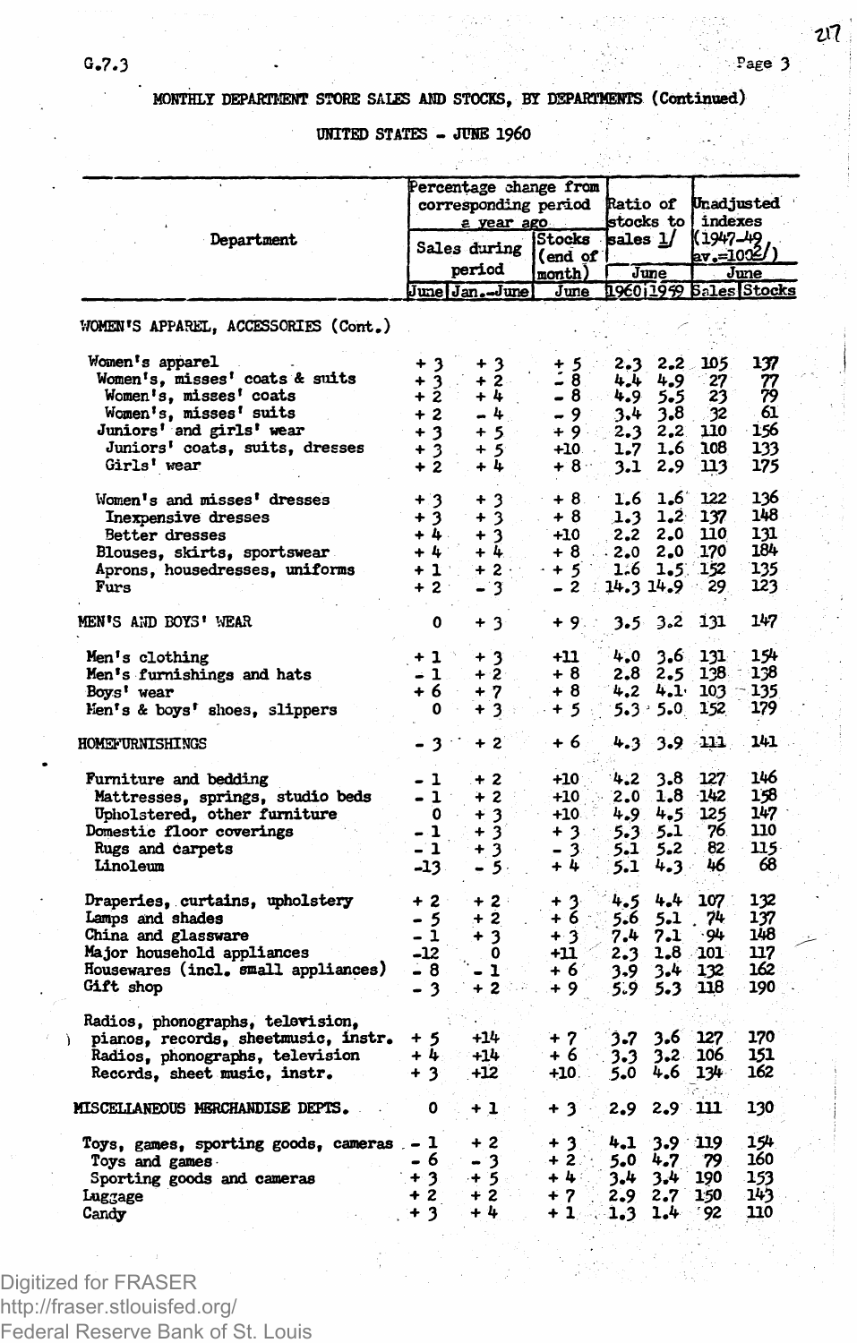MONTHLY DEPARTMENT STORE SALES AND STOCKS, BY DEPARTMENTS (Continued)

UNITED STATES - JUNE 1960

| Department | Percentage change from corresponding period a year ago | | | Ratio of stocks to sales 1/ | | Unadjusted indexes (1947-49 av.=100 2/) | |
|---|---|---|---|---|---|---|---|
| | Sales during period | | Stocks (end of month) | June | | June | |
| | June | Jan.-June | June | 1960 | 1959 | Sales | Stocks |
| WOMEN'S APPAREL, ACCESSORIES (Cont.) | | | | | | | |
| Women's apparel | + 3 | + 3 | + 5 | 2.3 | 2.2 | 105 | 137 |
| Women's, misses' coats & suits | + 3 | + 2 | - 8 | 4.4 | 4.9 | 27 | 77 |
| Women's, misses' coats | + 2 | + 4 | - 8 | 4.9 | 5.5 | 23 | 79 |
| Women's, misses' suits | + 2 | - 4 | - 9 | 3.4 | 3.8 | 32 | 61 |
| Juniors' and girls' wear | + 3 | + 5 | + 9 | 2.3 | 2.2 | 110 | 156 |
| Juniors' coats, suits, dresses | + 3 | + 5 | +10 | 1.7 | 1.6 | 108 | 133 |
| Girls' wear | + 2 | + 4 | + 8 | 3.1 | 2.9 | 113 | 175 |
| Women's and misses' dresses | + 3 | + 3 | + 8 | 1.6 | 1.6 | 122 | 136 |
| Inexpensive dresses | + 3 | + 3 | + 8 | 1.3 | 1.2 | 137 | 148 |
| Better dresses | + 4 | + 3 | +10 | 2.2 | 2.0 | 110 | 131 |
| Blouses, skirts, sportswear | + 4 | + 4 | + 8 | 2.0 | 2.0 | 170 | 184 |
| Aprons, housedresses, uniforms | + 1 | + 2 | + 5 | 1.6 | 1.5 | 152 | 135 |
| Furs | + 2 | - 3 | - 2 | 14.3 | 14.9 | 29 | 123 |
| MEN'S AND BOYS' WEAR | 0 | + 3 | + 9 | 3.5 | 3.2 | 131 | 147 |
| Men's clothing | + 1 | + 3 | +11 | 4.0 | 3.6 | 131 | 154 |
| Men's furnishings and hats | - 1 | + 2 | + 8 | 2.8 | 2.5 | 138 | 138 |
| Boys' wear | + 6 | + 7 | + 8 | 4.2 | 4.1 | 103 | 135 |
| Men's & boys' shoes, slippers | 0 | + 3 | + 5 | 5.3 | 5.0 | 152 | 179 |
| HOMEFURNISHINGS | - 3 | + 2 | + 6 | 4.3 | 3.9 | 111 | 141 |
| Furniture and bedding | - 1 | + 2 | +10 | 4.2 | 3.8 | 127 | 146 |
| Mattresses, springs, studio beds | - 1 | + 2 | +10 | 2.0 | 1.8 | 142 | 158 |
| Upholstered, other furniture | 0 | + 3 | +10 | 4.9 | 4.5 | 125 | 147 |
| Domestic floor coverings | - 1 | + 3 | + 3 | 5.3 | 5.1 | 76 | 110 |
| Rugs and carpets | - 1 | + 3 | - 3 | 5.1 | 5.2 | 82 | 115 |
| Linoleum | -13 | - 5 | + 4 | 5.1 | 4.3 | 46 | 68 |
| Draperies, curtains, upholstery | + 2 | + 2 | + 3 | 4.5 | 4.4 | 107 | 132 |
| Lamps and shades | - 5 | + 2 | + 6 | 5.6 | 5.1 | 74 | 137 |
| China and glassware | - 1 | + 3 | + 3 | 7.4 | 7.1 | 94 | 148 |
| Major household appliances | -12 | 0 | +11 | 2.3 | 1.8 | 101 | 117 |
| Housewares (incl. small appliances) | - 8 | - 1 | + 6 | 3.9 | 3.4 | 132 | 162 |
| Gift shop | - 3 | + 2 | + 9 | 5.9 | 5.3 | 118 | 190 |
| Radios, phonographs, television, pianos, records, sheetmusic, instr. | + 5 | +14 | + 7 | 3.7 | 3.6 | 127 | 170 |
| Radios, phonographs, television | + 4 | +14 | + 6 | 3.3 | 3.2 | 106 | 151 |
| Records, sheet music, instr. | + 3 | +12 | +10 | 5.0 | 4.6 | 134 | 162 |
| MISCELLANEOUS MERCHANDISE DEPTS. | 0 | + 1 | + 3 | 2.9 | 2.9 | 111 | 130 |
| Toys, games, sporting goods, cameras | - 1 | + 2 | + 3 | 4.1 | 3.9 | 119 | 154 |
| Toys and games | - 6 | - 3 | + 2 | 5.0 | 4.7 | 79 | 160 |
| Sporting goods and cameras | + 3 | + 5 | + 4 | 3.4 | 3.4 | 190 | 153 |
| Luggage | + 2 | + 2 | + 7 | 2.9 | 2.7 | 150 | 143 |
| Candy | + 3 | + 4 | + 1 | 1.3 | 1.4 | 92 | 110 |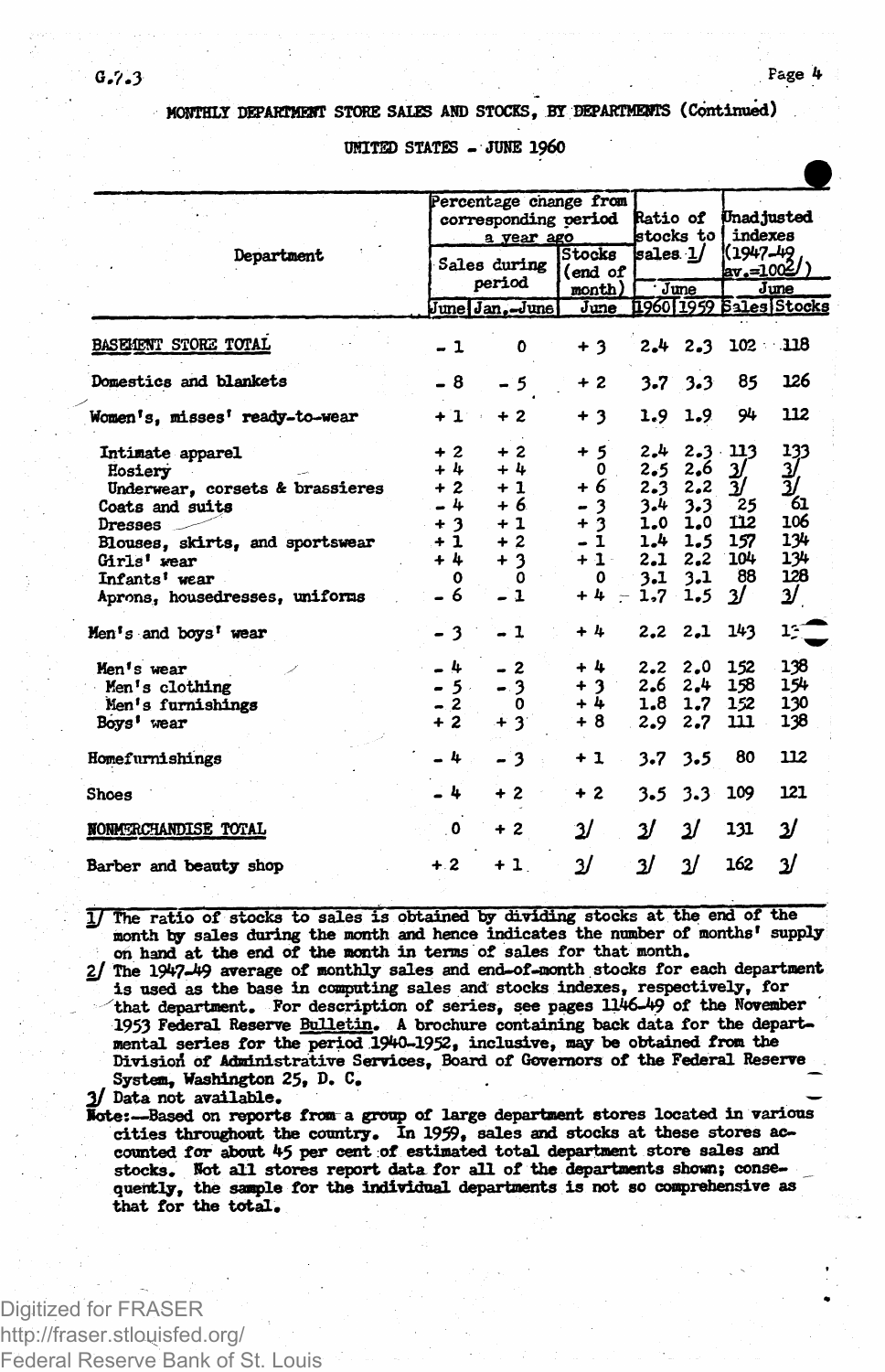MONTHLY DEPARTMENT STORE SALES AND STOCKS, BY DEPARTMENTS (Continued)

UNITED STATES - JUNE 1960

| Department | Percentage change from corresponding period a year ago | | | Ratio of stocks to sales 1/ | | Unadjusted indexes (1947-49 av.=100 2/) | |
|---|---|---|---|---|---|---|---|
| | Sales during period | | Stocks (end of month) | June | | June | |
| | June | Jan.-June | June | 1960 | 1959 | Sales | Stocks |
| BASEMENT STORE TOTAL | - 1 | 0 | + 3 | 2.4 | 2.3 | 102 | 118 |
| Domestics and blankets | - 8 | - 5 | + 2 | 3.7 | 3.3 | 85 | 126 |
| Women's, misses' ready-to-wear | + 1 | + 2 | + 3 | 1.9 | 1.9 | 94 | 112 |
| Intimate apparel | + 2 | + 2 | + 5 | 2.4 | 2.3 | 113 | 133 |
| Hosiery | + 4 | + 4 | 0 | 2.5 | 2.6 | 3/ | 3/ |
| Underwear, corsets & brassieres | + 2 | + 1 | + 6 | 2.3 | 2.2 | 3/ | 3/ |
| Coats and suits | - 4 | + 6 | - 3 | 3.4 | 3.3 | 25 | 61 |
| Dresses | + 3 | + 1 | + 3 | 1.0 | 1.0 | 112 | 106 |
| Blouses, skirts, and sportswear | + 1 | + 2 | - 1 | 1.4 | 1.5 | 157 | 134 |
| Girls' wear | + 4 | + 3 | + 1 | 2.1 | 2.2 | 104 | 134 |
| Infants' wear | 0 | 0 | 0 | 3.1 | 3.1 | 88 | 128 |
| Aprons, housedresses, uniforms | - 6 | - 1 | + 4 | 1.7 | 1.5 | 3/ | 3/ |
| Men's and boys' wear | - 3 | - 1 | + 4 | 2.2 | 2.1 | 143 | 1? |
| Men's wear | - 4 | - 2 | + 4 | 2.2 | 2.0 | 152 | 138 |
| Men's clothing | - 5 | - 3 | + 3 | 2.6 | 2.4 | 158 | 154 |
| Men's furnishings | - 2 | 0 | + 4 | 1.8 | 1.7 | 152 | 130 |
| Boys' wear | + 2 | + 3 | + 8 | 2.9 | 2.7 | 111 | 138 |
| Homefurnishings | - 4 | - 3 | + 1 | 3.7 | 3.5 | 80 | 112 |
| Shoes | - 4 | + 2 | + 2 | 3.5 | 3.3 | 109 | 121 |
| NONMERCHANDISE TOTAL | 0 | + 2 | 3/ | 3/ | 3/ | 131 | 3/ |
| Barber and beauty shop | + 2 | + 1 | 3/ | 3/ | 3/ | 162 | 3/ |

1/ The ratio of stocks to sales is obtained by dividing stocks at the end of the month by sales during the month and hence indicates the number of months' supply on hand at the end of the month in terms of sales for that month.

2/ The 1947-49 average of monthly sales and end-of-month stocks for each department is used as the base in computing sales and stocks indexes, respectively, for that department. For description of series, see pages 1146-49 of the November 1953 Federal Reserve Bulletin. A brochure containing back data for the departmental series for the period 1940-1952, inclusive, may be obtained from the Division of Administrative Services, Board of Governors of the Federal Reserve System, Washington 25, D. C.

3/ Data not available.

Note:—Based on reports from a group of large department stores located in various cities throughout the country. In 1959, sales and stocks at these stores accounted for about 45 per cent of estimated total department store sales and stocks. Not all stores report data for all of the departments shown; consequently, the sample for the individual departments is not so comprehensive as that for the total.